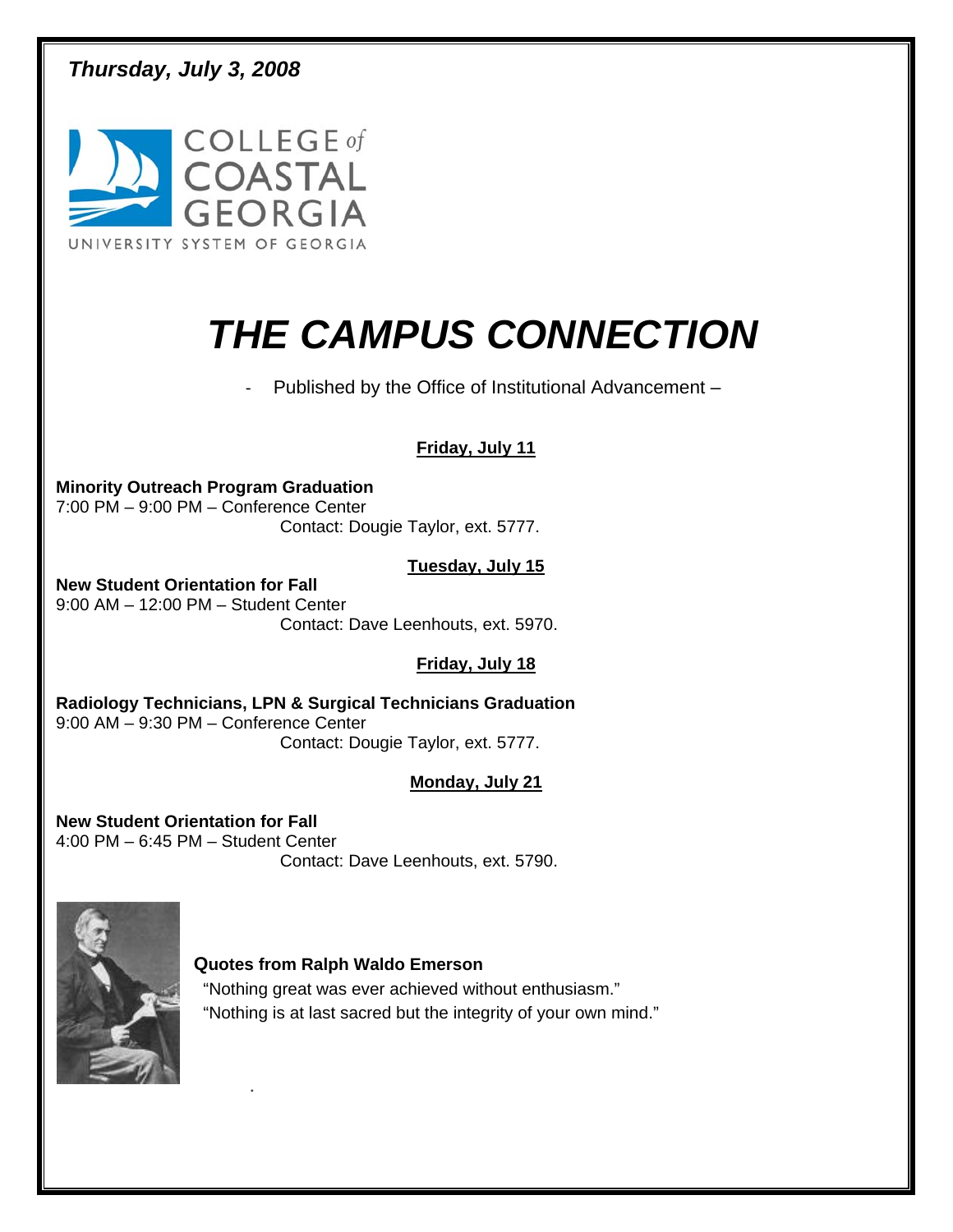*Thursday, July 3, 2008*

COLLEGE of COASTAL GEORGIA
UNIVERSITY SYSTEM OF GEORGIA

# *THE CAMPUS CONNECTION*

\- Published by the Office of Institutional Advancement –

**Friday, July 11**

**Minority Outreach Program Graduation**
7:00 PM – 9:00 PM – Conference Center
Contact: Dougie Taylor, ext. 5777.

**Tuesday, July 15**

**New Student Orientation for Fall**
9:00 AM – 12:00 PM – Student Center
Contact: Dave Leenhouts, ext. 5970.

**Friday, July 18**

**Radiology Technicians, LPN & Surgical Technicians Graduation**
9:00 AM – 9:30 PM – Conference Center
Contact: Dougie Taylor, ext. 5777.

**Monday, July 21**

**New Student Orientation for Fall**
4:00 PM – 6:45 PM – Student Center
Contact: Dave Leenhouts, ext. 5790.

**Quotes from Ralph Waldo Emerson**

"Nothing great was ever achieved without enthusiasm."
"Nothing is at last sacred but the integrity of your own mind."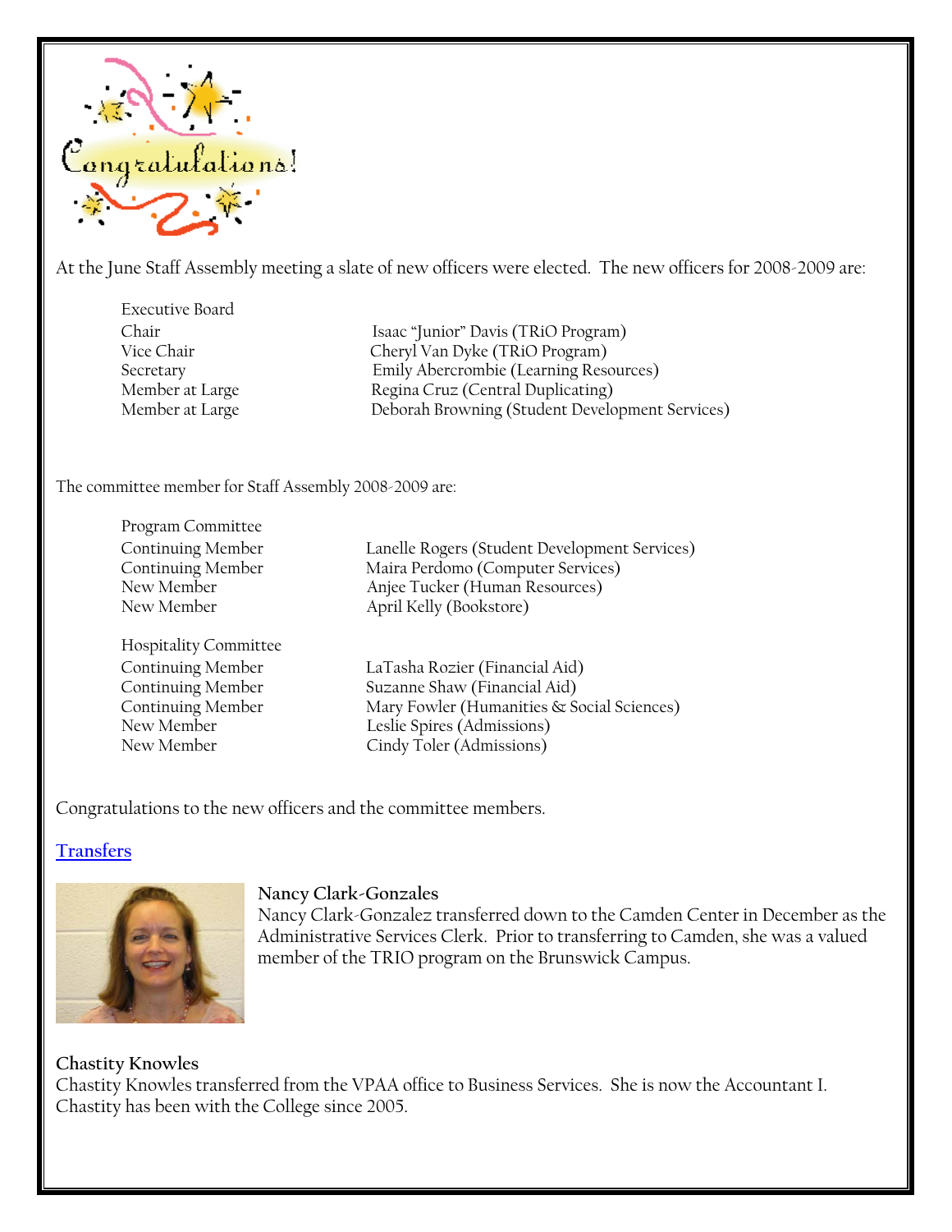Congratulations!

At the June Staff Assembly meeting a slate of new officers were elected. The new officers for 2008-2009 are:

| Executive Board | |
|---|---|
| Chair | Isaac "Junior" Davis (TRiO Program) |
| Vice Chair | Cheryl Van Dyke (TRiO Program) |
| Secretary | Emily Abercrombie (Learning Resources) |
| Member at Large | Regina Cruz (Central Duplicating) |
| Member at Large | Deborah Browning (Student Development Services) |

The committee member for Staff Assembly 2008-2009 are:

| Program Committee | |
|---|---|
| Continuing Member | Lanelle Rogers (Student Development Services) |
| Continuing Member | Maira Perdomo (Computer Services) |
| New Member | Anjee Tucker (Human Resources) |
| New Member | April Kelly (Bookstore) |

| Hospitality Committee | |
|---|---|
| Continuing Member | LaTasha Rozier (Financial Aid) |
| Continuing Member | Suzanne Shaw (Financial Aid) |
| Continuing Member | Mary Fowler (Humanities & Social Sciences) |
| New Member | Leslie Spires (Admissions) |
| New Member | Cindy Toler (Admissions) |

Congratulations to the new officers and the committee members.

## Transfers

**Nancy Clark-Gonzales**

Nancy Clark-Gonzalez transferred down to the Camden Center in December as the Administrative Services Clerk. Prior to transferring to Camden, she was a valued member of the TRIO program on the Brunswick Campus.

**Chastity Knowles**

Chastity Knowles transferred from the VPAA office to Business Services. She is now the Accountant I. Chastity has been with the College since 2005.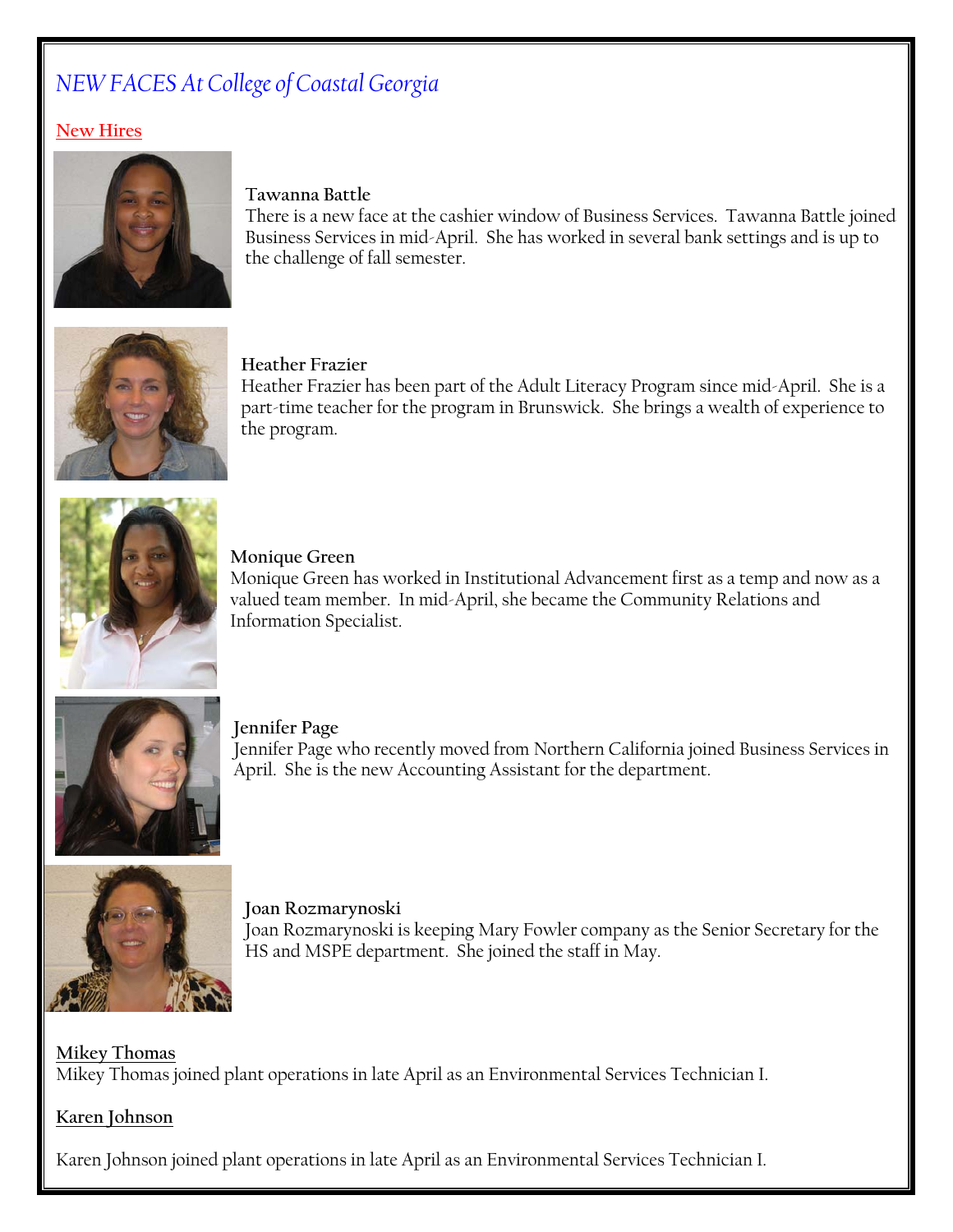# *NEW FACES At College of Coastal Georgia*

## New Hires

**Tawanna Battle**

There is a new face at the cashier window of Business Services. Tawanna Battle joined Business Services in mid-April. She has worked in several bank settings and is up to the challenge of fall semester.

**Heather Frazier**

Heather Frazier has been part of the Adult Literacy Program since mid-April. She is a part-time teacher for the program in Brunswick. She brings a wealth of experience to the program.

**Monique Green**

Monique Green has worked in Institutional Advancement first as a temp and now as a valued team member. In mid-April, she became the Community Relations and Information Specialist.

**Jennifer Page**

Jennifer Page who recently moved from Northern California joined Business Services in April. She is the new Accounting Assistant for the department.

**Joan Rozmarynoski**

Joan Rozmarynoski is keeping Mary Fowler company as the Senior Secretary for the HS and MSPE department. She joined the staff in May.

**Mikey Thomas**

Mikey Thomas joined plant operations in late April as an Environmental Services Technician I.

**Karen Johnson**

Karen Johnson joined plant operations in late April as an Environmental Services Technician I.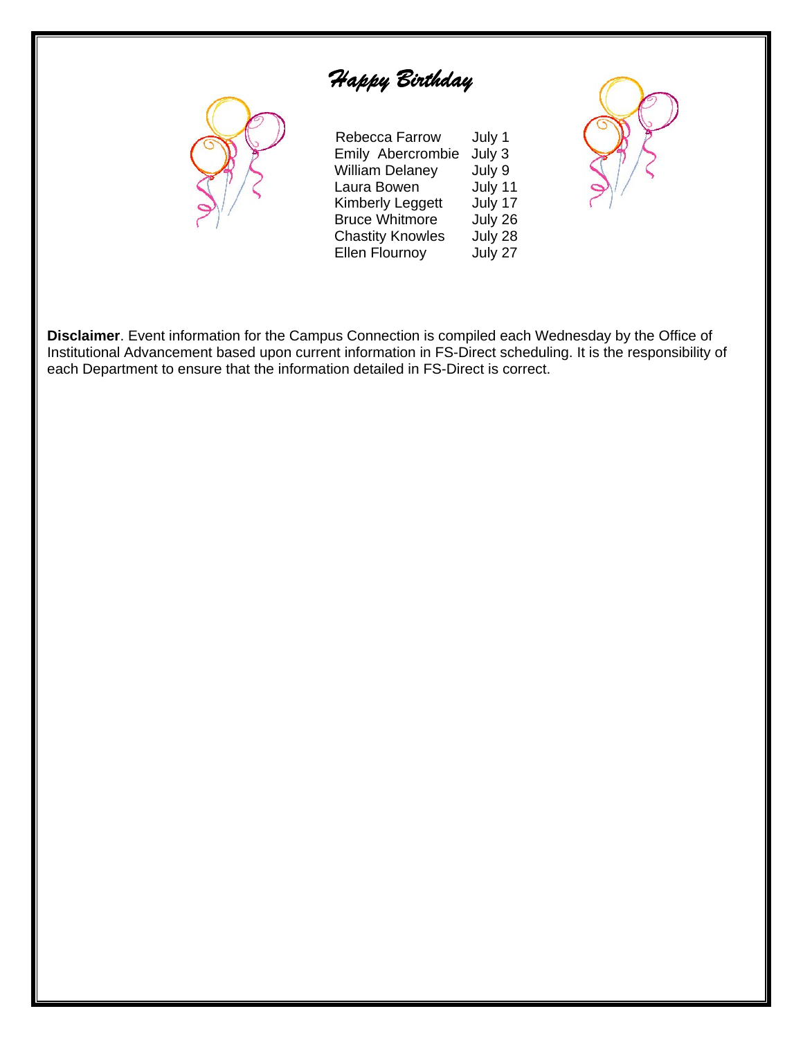# *Happy Birthday*

| | |
|---|---|
| Rebecca Farrow | July 1 |
| Emily Abercrombie | July 3 |
| William Delaney | July 9 |
| Laura Bowen | July 11 |
| Kimberly Leggett | July 17 |
| Bruce Whitmore | July 26 |
| Chastity Knowles | July 28 |
| Ellen Flournoy | July 27 |

**Disclaimer**. Event information for the Campus Connection is compiled each Wednesday by the Office of Institutional Advancement based upon current information in FS-Direct scheduling. It is the responsibility of each Department to ensure that the information detailed in FS-Direct is correct.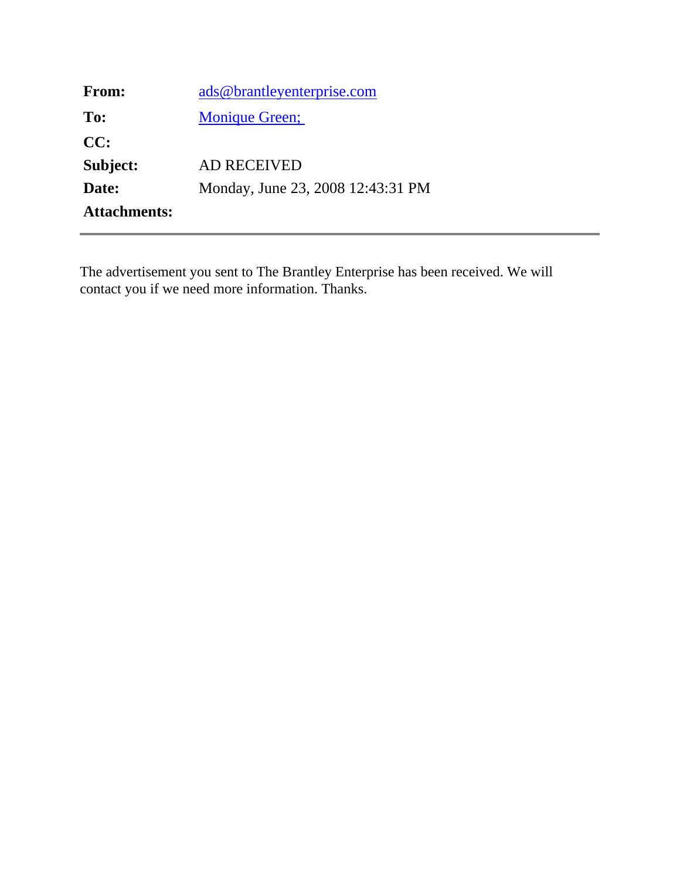**From:** ads@brantleyenterprise.com

**To:** Monique Green;

**CC:**

**Subject:** AD RECEIVED

**Date:** Monday, June 23, 2008 12:43:31 PM

**Attachments:**

---

The advertisement you sent to The Brantley Enterprise has been received. We will contact you if we need more information. Thanks.